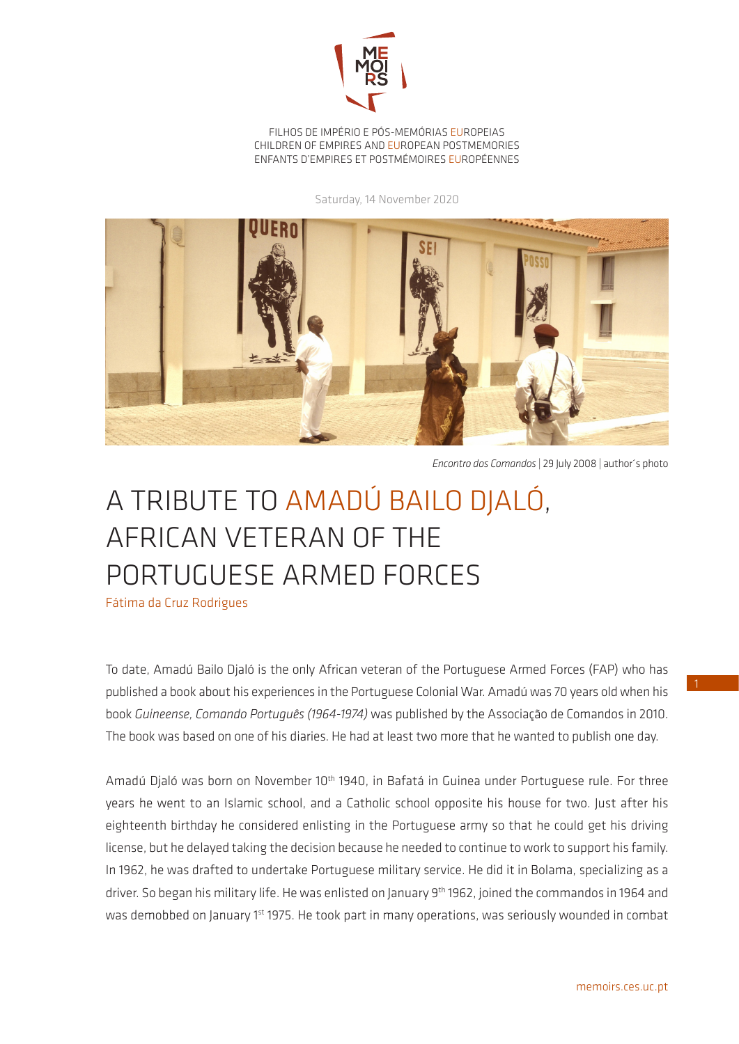FILHOS DE IMPÉRIO E PÓS-MEMÓRIAS EUROPEIAS
CHILDREN OF EMPIRES AND EUROPEAN POSTMEMORIES
ENFANTS D'EMPIRES ET POSTMÉMOIRES EUROPÉENNES

Saturday, 14 November 2020

*Encontro dos Comandos* | 29 July 2008 | author´s photo

# A TRIBUTE TO AMADÚ BAILO DJALÓ, AFRICAN VETERAN OF THE PORTUGUESE ARMED FORCES

Fátima da Cruz Rodrigues

To date, Amadú Bailo Djaló is the only African veteran of the Portuguese Armed Forces (FAP) who has published a book about his experiences in the Portuguese Colonial War. Amadú was 70 years old when his book *Guineense, Comando Português (1964-1974)* was published by the Associação de Comandos in 2010. The book was based on one of his diaries. He had at least two more that he wanted to publish one day.

Amadú Djaló was born on November 10th 1940, in Bafatá in Guinea under Portuguese rule. For three years he went to an Islamic school, and a Catholic school opposite his house for two. Just after his eighteenth birthday he considered enlisting in the Portuguese army so that he could get his driving license, but he delayed taking the decision because he needed to continue to work to support his family. In 1962, he was drafted to undertake Portuguese military service. He did it in Bolama, specializing as a driver. So began his military life. He was enlisted on January 9th 1962, joined the commandos in 1964 and was demobbed on January 1st 1975. He took part in many operations, was seriously wounded in combat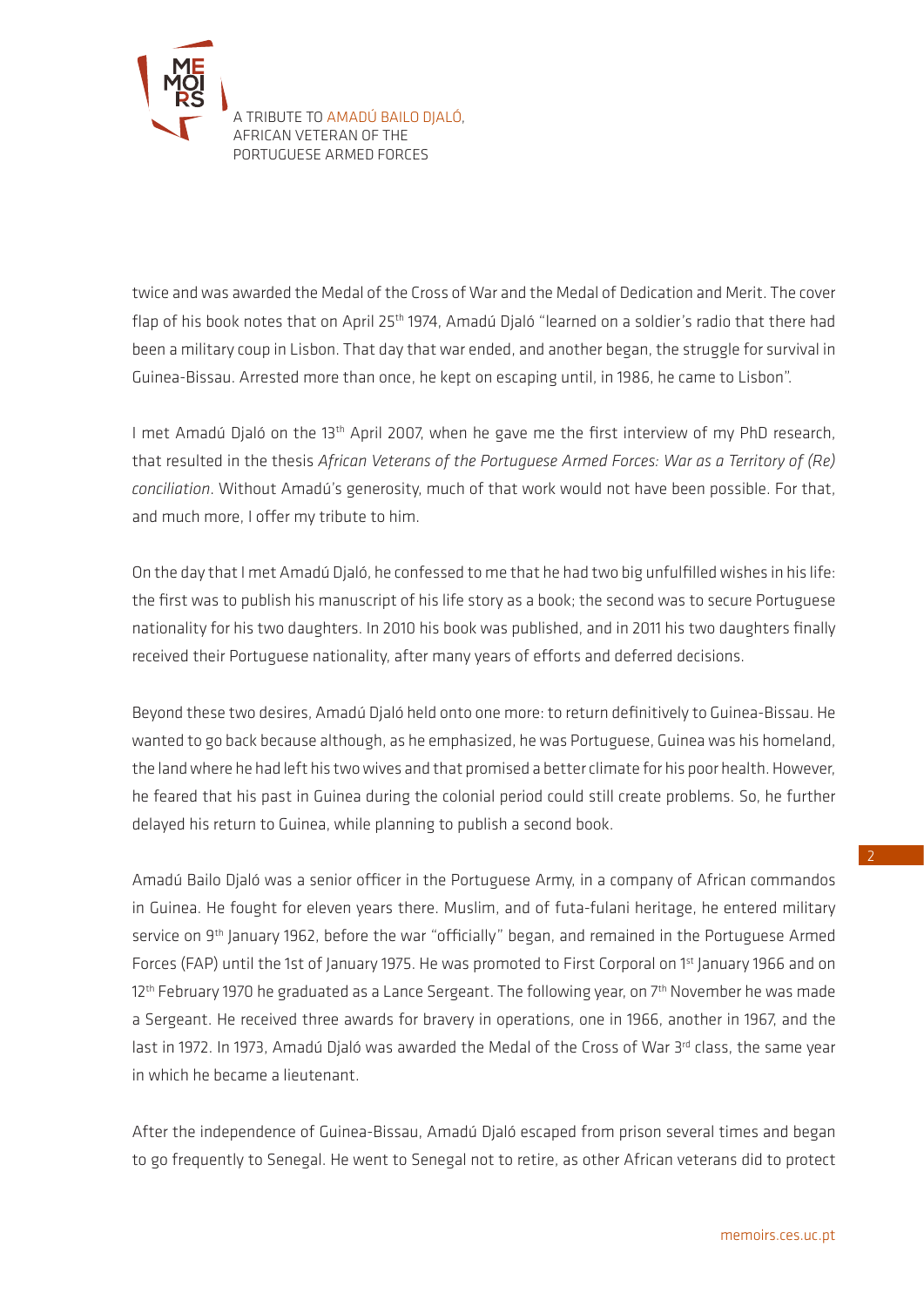twice and was awarded the Medal of the Cross of War and the Medal of Dedication and Merit. The cover flap of his book notes that on April 25th 1974, Amadú Djaló "learned on a soldier's radio that there had been a military coup in Lisbon. That day that war ended, and another began, the struggle for survival in Guinea-Bissau. Arrested more than once, he kept on escaping until, in 1986, he came to Lisbon".

I met Amadú Djaló on the 13th April 2007, when he gave me the first interview of my PhD research, that resulted in the thesis *African Veterans of the Portuguese Armed Forces: War as a Territory of (Re) conciliation*. Without Amadú's generosity, much of that work would not have been possible. For that, and much more, I offer my tribute to him.

On the day that I met Amadú Djaló, he confessed to me that he had two big unfulfilled wishes in his life: the first was to publish his manuscript of his life story as a book; the second was to secure Portuguese nationality for his two daughters. In 2010 his book was published, and in 2011 his two daughters finally received their Portuguese nationality, after many years of efforts and deferred decisions.

Beyond these two desires, Amadú Djaló held onto one more: to return definitively to Guinea-Bissau. He wanted to go back because although, as he emphasized, he was Portuguese, Guinea was his homeland, the land where he had left his two wives and that promised a better climate for his poor health. However, he feared that his past in Guinea during the colonial period could still create problems. So, he further delayed his return to Guinea, while planning to publish a second book.

Amadú Bailo Djaló was a senior officer in the Portuguese Army, in a company of African commandos in Guinea. He fought for eleven years there. Muslim, and of futa-fulani heritage, he entered military service on 9th January 1962, before the war "officially" began, and remained in the Portuguese Armed Forces (FAP) until the 1st of January 1975. He was promoted to First Corporal on 1st January 1966 and on 12th February 1970 he graduated as a Lance Sergeant. The following year, on 7th November he was made a Sergeant. He received three awards for bravery in operations, one in 1966, another in 1967, and the last in 1972. In 1973, Amadú Djaló was awarded the Medal of the Cross of War 3rd class, the same year in which he became a lieutenant.

After the independence of Guinea-Bissau, Amadú Djaló escaped from prison several times and began to go frequently to Senegal. He went to Senegal not to retire, as other African veterans did to protect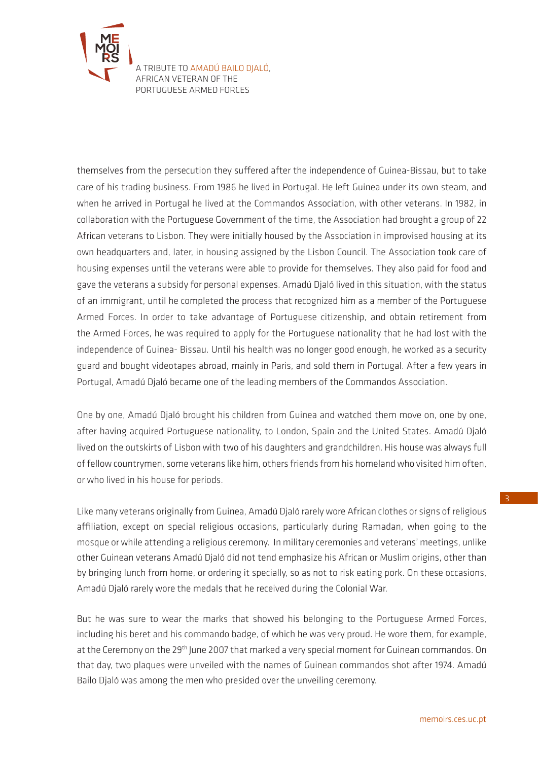themselves from the persecution they suffered after the independence of Guinea-Bissau, but to take care of his trading business. From 1986 he lived in Portugal. He left Guinea under its own steam, and when he arrived in Portugal he lived at the Commandos Association, with other veterans. In 1982, in collaboration with the Portuguese Government of the time, the Association had brought a group of 22 African veterans to Lisbon. They were initially housed by the Association in improvised housing at its own headquarters and, later, in housing assigned by the Lisbon Council. The Association took care of housing expenses until the veterans were able to provide for themselves. They also paid for food and gave the veterans a subsidy for personal expenses. Amadú Djaló lived in this situation, with the status of an immigrant, until he completed the process that recognized him as a member of the Portuguese Armed Forces. In order to take advantage of Portuguese citizenship, and obtain retirement from the Armed Forces, he was required to apply for the Portuguese nationality that he had lost with the independence of Guinea- Bissau. Until his health was no longer good enough, he worked as a security guard and bought videotapes abroad, mainly in Paris, and sold them in Portugal. After a few years in Portugal, Amadú Djaló became one of the leading members of the Commandos Association.

One by one, Amadú Djaló brought his children from Guinea and watched them move on, one by one, after having acquired Portuguese nationality, to London, Spain and the United States. Amadú Djaló lived on the outskirts of Lisbon with two of his daughters and grandchildren. His house was always full of fellow countrymen, some veterans like him, others friends from his homeland who visited him often, or who lived in his house for periods.

Like many veterans originally from Guinea, Amadú Djaló rarely wore African clothes or signs of religious affiliation, except on special religious occasions, particularly during Ramadan, when going to the mosque or while attending a religious ceremony. In military ceremonies and veterans' meetings, unlike other Guinean veterans Amadú Djaló did not tend emphasize his African or Muslim origins, other than by bringing lunch from home, or ordering it specially, so as not to risk eating pork. On these occasions, Amadú Djaló rarely wore the medals that he received during the Colonial War.

But he was sure to wear the marks that showed his belonging to the Portuguese Armed Forces, including his beret and his commando badge, of which he was very proud. He wore them, for example, at the Ceremony on the 29th June 2007 that marked a very special moment for Guinean commandos. On that day, two plaques were unveiled with the names of Guinean commandos shot after 1974. Amadú Bailo Djaló was among the men who presided over the unveiling ceremony.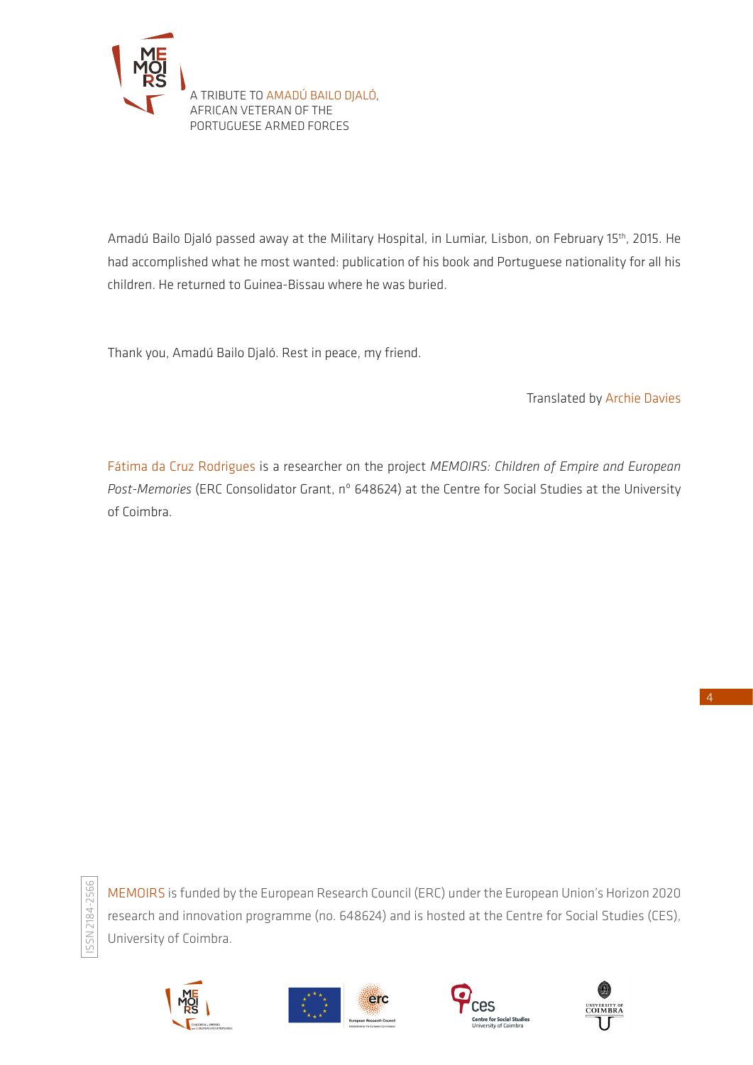Amadú Bailo Djaló passed away at the Military Hospital, in Lumiar, Lisbon, on February 15th, 2015. He had accomplished what he most wanted: publication of his book and Portuguese nationality for all his children. He returned to Guinea-Bissau where he was buried.

Thank you, Amadú Bailo Djaló. Rest in peace, my friend.

Translated by Archie Davies

Fátima da Cruz Rodrigues is a researcher on the project *MEMOIRS: Children of Empire and European Post-Memories* (ERC Consolidator Grant, nº 648624) at the Centre for Social Studies at the University of Coimbra.

MEMOIRS is funded by the European Research Council (ERC) under the European Union's Horizon 2020 research and innovation programme (no. 648624) and is hosted at the Centre for Social Studies (CES), University of Coimbra.